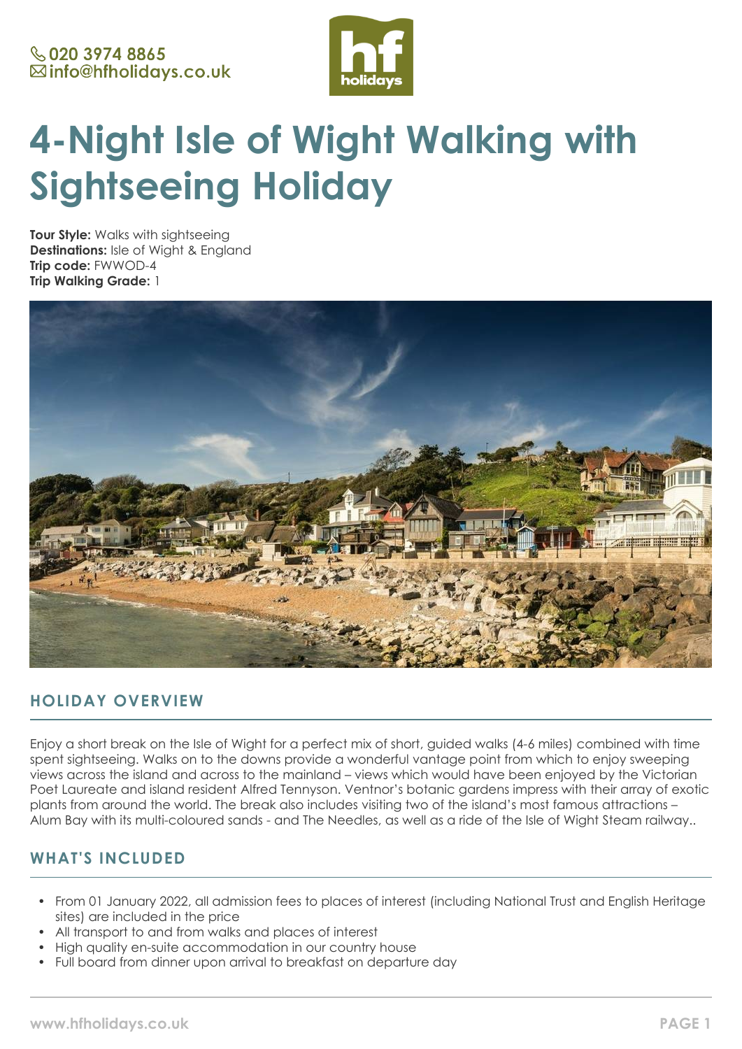020 3974 8865
info@hfholidays.co.uk

# 4-Night Isle of Wight Walking with Sightseeing Holiday

**Tour Style:** Walks with sightseeing
**Destinations:** Isle of Wight & England
**Trip code:** FWWOD-4
**Trip Walking Grade:** 1

## HOLIDAY OVERVIEW

Enjoy a short break on the Isle of Wight for a perfect mix of short, guided walks (4-6 miles) combined with time spent sightseeing. Walks on to the downs provide a wonderful vantage point from which to enjoy sweeping views across the island and across to the mainland – views which would have been enjoyed by the Victorian Poet Laureate and island resident Alfred Tennyson. Ventnor's botanic gardens impress with their array of exotic plants from around the world. The break also includes visiting two of the island's most famous attractions – Alum Bay with its multi-coloured sands - and The Needles, as well as a ride of the Isle of Wight Steam railway..

## WHAT'S INCLUDED

- From 01 January 2022, all admission fees to places of interest (including National Trust and English Heritage sites) are included in the price
- All transport to and from walks and places of interest
- High quality en-suite accommodation in our country house
- Full board from dinner upon arrival to breakfast on departure day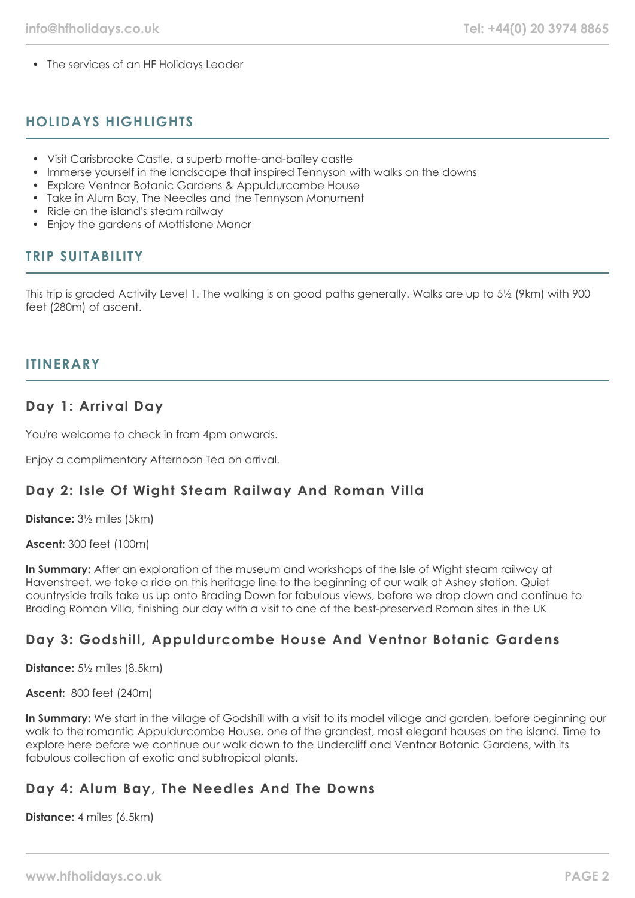- The services of an HF Holidays Leader

## HOLIDAYS HIGHLIGHTS

- Visit Carisbrooke Castle, a superb motte-and-bailey castle
- Immerse yourself in the landscape that inspired Tennyson with walks on the downs
- Explore Ventnor Botanic Gardens & Appuldurcombe House
- Take in Alum Bay, The Needles and the Tennyson Monument
- Ride on the island's steam railway
- Enjoy the gardens of Mottistone Manor

## TRIP SUITABILITY

This trip is graded Activity Level 1. The walking is on good paths generally. Walks are up to 5½ (9km) with 900 feet (280m) of ascent.

## ITINERARY

### Day 1: Arrival Day

You're welcome to check in from 4pm onwards.

Enjoy a complimentary Afternoon Tea on arrival.

### Day 2: Isle Of Wight Steam Railway And Roman Villa

**Distance:** 3½ miles (5km)

**Ascent:** 300 feet (100m)

**In Summary:** After an exploration of the museum and workshops of the Isle of Wight steam railway at Havenstreet, we take a ride on this heritage line to the beginning of our walk at Ashey station. Quiet countryside trails take us up onto Brading Down for fabulous views, before we drop down and continue to Brading Roman Villa, finishing our day with a visit to one of the best-preserved Roman sites in the UK

### Day 3: Godshill, Appuldurcombe House And Ventnor Botanic Gardens

**Distance:** 5½ miles (8.5km)

**Ascent:** 800 feet (240m)

**In Summary:** We start in the village of Godshill with a visit to its model village and garden, before beginning our walk to the romantic Appuldurcombe House, one of the grandest, most elegant houses on the island. Time to explore here before we continue our walk down to the Undercliff and Ventnor Botanic Gardens, with its fabulous collection of exotic and subtropical plants.

### Day 4: Alum Bay, The Needles And The Downs

**Distance:** 4 miles (6.5km)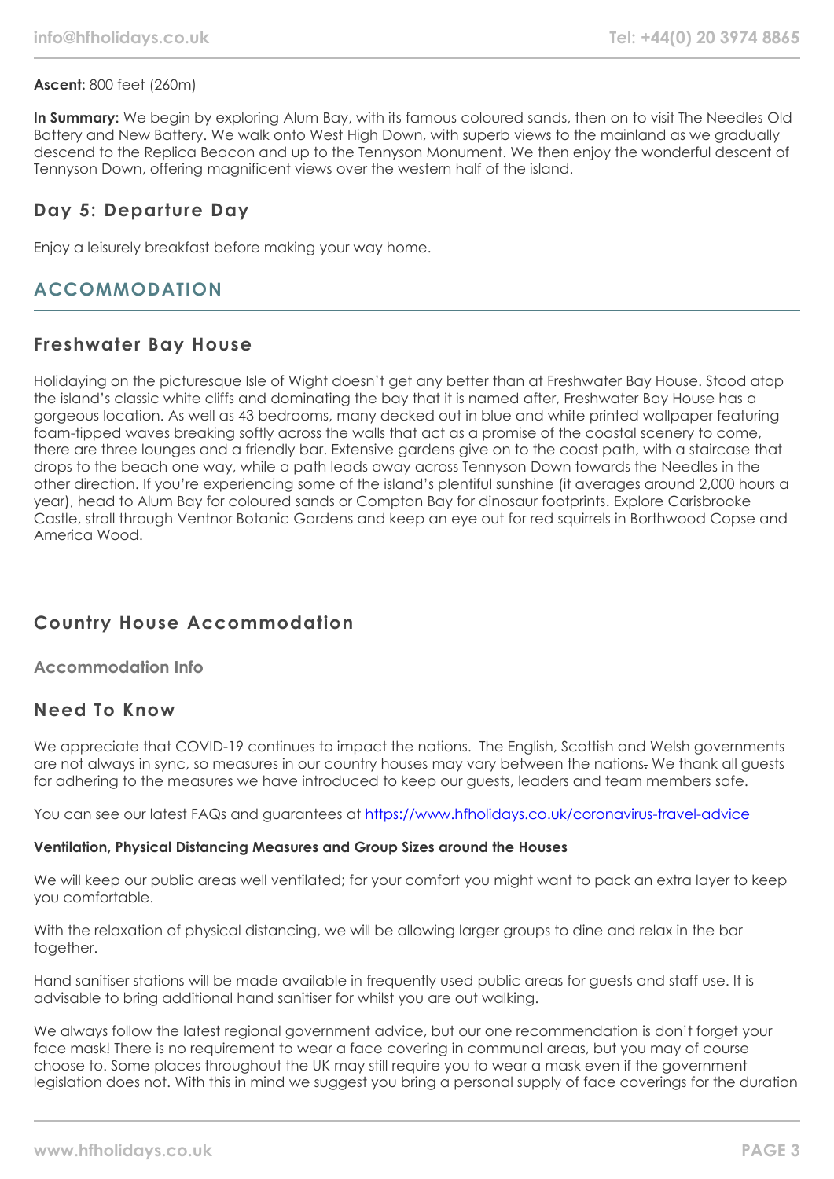**Ascent:** 800 feet (260m)

**In Summary:** We begin by exploring Alum Bay, with its famous coloured sands, then on to visit The Needles Old Battery and New Battery. We walk onto West High Down, with superb views to the mainland as we gradually descend to the Replica Beacon and up to the Tennyson Monument. We then enjoy the wonderful descent of Tennyson Down, offering magnificent views over the western half of the island.

### Day 5: Departure Day

Enjoy a leisurely breakfast before making your way home.

## ACCOMMODATION

### Freshwater Bay House

Holidaying on the picturesque Isle of Wight doesn't get any better than at Freshwater Bay House. Stood atop the island's classic white cliffs and dominating the bay that it is named after, Freshwater Bay House has a gorgeous location. As well as 43 bedrooms, many decked out in blue and white printed wallpaper featuring foam-tipped waves breaking softly across the walls that act as a promise of the coastal scenery to come, there are three lounges and a friendly bar. Extensive gardens give on to the coast path, with a staircase that drops to the beach one way, while a path leads away across Tennyson Down towards the Needles in the other direction. If you're experiencing some of the island's plentiful sunshine (it averages around 2,000 hours a year), head to Alum Bay for coloured sands or Compton Bay for dinosaur footprints. Explore Carisbrooke Castle, stroll through Ventnor Botanic Gardens and keep an eye out for red squirrels in Borthwood Copse and America Wood.

### Country House Accommodation

#### Accommodation Info

### Need To Know

We appreciate that COVID-19 continues to impact the nations. The English, Scottish and Welsh governments are not always in sync, so measures in our country houses may vary between the nations. We thank all guests for adhering to the measures we have introduced to keep our guests, leaders and team members safe.

You can see our latest FAQs and guarantees at [https://www.hfholidays.co.uk/coronavirus-travel-advice](https://www.hfholidays.co.uk/coronavirus-travel-advice)

**Ventilation, Physical Distancing Measures and Group Sizes around the Houses**

We will keep our public areas well ventilated; for your comfort you might want to pack an extra layer to keep you comfortable.

With the relaxation of physical distancing, we will be allowing larger groups to dine and relax in the bar together.

Hand sanitiser stations will be made available in frequently used public areas for guests and staff use. It is advisable to bring additional hand sanitiser for whilst you are out walking.

We always follow the latest regional government advice, but our one recommendation is don't forget your face mask! There is no requirement to wear a face covering in communal areas, but you may of course choose to. Some places throughout the UK may still require you to wear a mask even if the government legislation does not. With this in mind we suggest you bring a personal supply of face coverings for the duration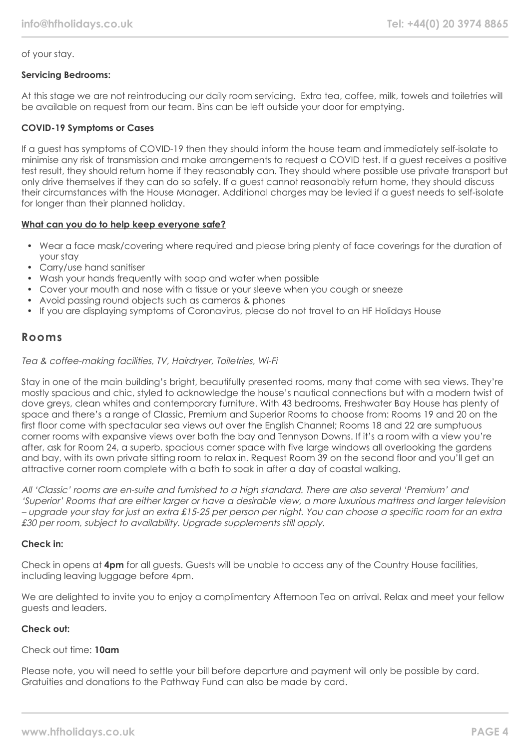of your stay.

**Servicing Bedrooms:**

At this stage we are not reintroducing our daily room servicing. Extra tea, coffee, milk, towels and toiletries will be available on request from our team. Bins can be left outside your door for emptying.

**COVID-19 Symptoms or Cases**

If a guest has symptoms of COVID-19 then they should inform the house team and immediately self-isolate to minimise any risk of transmission and make arrangements to request a COVID test. If a guest receives a positive test result, they should return home if they reasonably can. They should where possible use private transport but only drive themselves if they can do so safely. If a guest cannot reasonably return home, they should discuss their circumstances with the House Manager. Additional charges may be levied if a guest needs to self-isolate for longer than their planned holiday.

**What can you do to help keep everyone safe?**

- Wear a face mask/covering where required and please bring plenty of face coverings for the duration of your stay
- Carry/use hand sanitiser
- Wash your hands frequently with soap and water when possible
- Cover your mouth and nose with a tissue or your sleeve when you cough or sneeze
- Avoid passing round objects such as cameras & phones
- If you are displaying symptoms of Coronavirus, please do not travel to an HF Holidays House

## Rooms

*Tea & coffee-making facilities, TV, Hairdryer, Toiletries, Wi-Fi*

Stay in one of the main building's bright, beautifully presented rooms, many that come with sea views. They're mostly spacious and chic, styled to acknowledge the house's nautical connections but with a modern twist of dove greys, clean whites and contemporary furniture. With 43 bedrooms, Freshwater Bay House has plenty of space and there's a range of Classic, Premium and Superior Rooms to choose from: Rooms 19 and 20 on the first floor come with spectacular sea views out over the English Channel; Rooms 18 and 22 are sumptuous corner rooms with expansive views over both the bay and Tennyson Downs. If it's a room with a view you're after, ask for Room 24, a superb, spacious corner space with five large windows all overlooking the gardens and bay, with its own private sitting room to relax in. Request Room 39 on the second floor and you'll get an attractive corner room complete with a bath to soak in after a day of coastal walking.

*All 'Classic' rooms are en-suite and furnished to a high standard. There are also several 'Premium' and 'Superior' Rooms that are either larger or have a desirable view, a more luxurious mattress and larger television – upgrade your stay for just an extra £15-25 per person per night. You can choose a specific room for an extra £30 per room, subject to availability. Upgrade supplements still apply.*

**Check in:**

Check in opens at **4pm** for all guests. Guests will be unable to access any of the Country House facilities, including leaving luggage before 4pm.

We are delighted to invite you to enjoy a complimentary Afternoon Tea on arrival. Relax and meet your fellow guests and leaders.

**Check out:**

Check out time: **10am**

Please note, you will need to settle your bill before departure and payment will only be possible by card. Gratuities and donations to the Pathway Fund can also be made by card.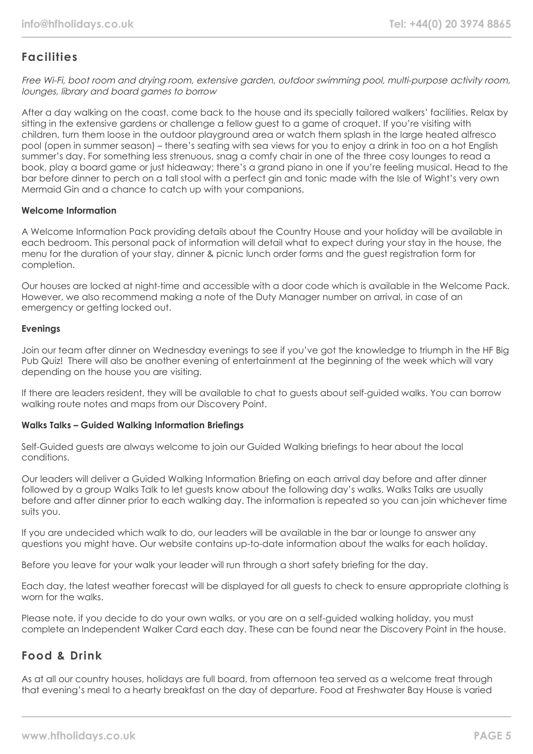## Facilities

*Free Wi-Fi, boot room and drying room, extensive garden, outdoor swimming pool, multi-purpose activity room, lounges, library and board games to borrow*

After a day walking on the coast, come back to the house and its specially tailored walkers' facilities. Relax by sitting in the extensive gardens or challenge a fellow guest to a game of croquet. If you're visiting with children, turn them loose in the outdoor playground area or watch them splash in the large heated alfresco pool (open in summer season) – there's seating with sea views for you to enjoy a drink in too on a hot English summer's day. For something less strenuous, snag a comfy chair in one of the three cosy lounges to read a book, play a board game or just hideaway; there's a grand piano in one if you're feeling musical. Head to the bar before dinner to perch on a tall stool with a perfect gin and tonic made with the Isle of Wight's very own Mermaid Gin and a chance to catch up with your companions.

#### Welcome Information

A Welcome Information Pack providing details about the Country House and your holiday will be available in each bedroom. This personal pack of information will detail what to expect during your stay in the house, the menu for the duration of your stay, dinner & picnic lunch order forms and the guest registration form for completion.

Our houses are locked at night-time and accessible with a door code which is available in the Welcome Pack. However, we also recommend making a note of the Duty Manager number on arrival, in case of an emergency or getting locked out.

#### Evenings

Join our team after dinner on Wednesday evenings to see if you've got the knowledge to triumph in the HF Big Pub Quiz! There will also be another evening of entertainment at the beginning of the week which will vary depending on the house you are visiting.

If there are leaders resident, they will be available to chat to guests about self-guided walks. You can borrow walking route notes and maps from our Discovery Point.

#### Walks Talks – Guided Walking Information Briefings

Self-Guided guests are always welcome to join our Guided Walking briefings to hear about the local conditions.

Our leaders will deliver a Guided Walking Information Briefing on each arrival day before and after dinner followed by a group Walks Talk to let guests know about the following day's walks. Walks Talks are usually before and after dinner prior to each walking day. The information is repeated so you can join whichever time suits you.

If you are undecided which walk to do, our leaders will be available in the bar or lounge to answer any questions you might have. Our website contains up-to-date information about the walks for each holiday.

Before you leave for your walk your leader will run through a short safety briefing for the day.

Each day, the latest weather forecast will be displayed for all guests to check to ensure appropriate clothing is worn for the walks.

Please note, if you decide to do your own walks, or you are on a self-guided walking holiday, you must complete an Independent Walker Card each day. These can be found near the Discovery Point in the house.

## Food & Drink

As at all our country houses, holidays are full board, from afternoon tea served as a welcome treat through that evening's meal to a hearty breakfast on the day of departure. Food at Freshwater Bay House is varied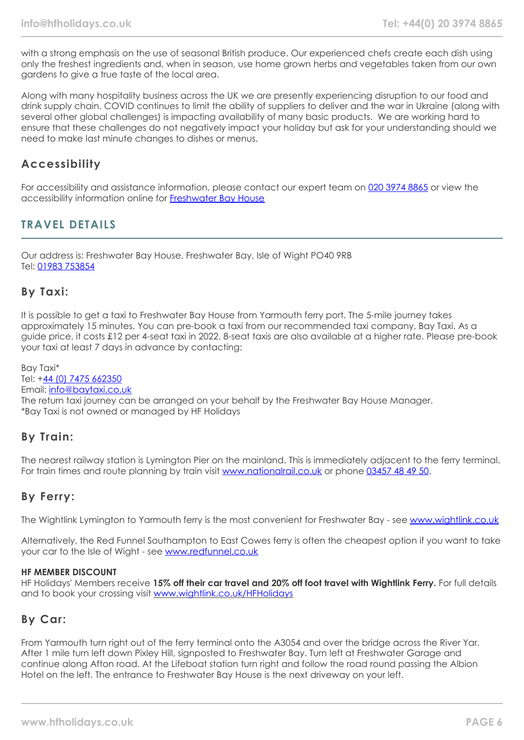with a strong emphasis on the use of seasonal British produce. Our experienced chefs create each dish using only the freshest ingredients and, when in season, use home grown herbs and vegetables taken from our own gardens to give a true taste of the local area.

Along with many hospitality business across the UK we are presently experiencing disruption to our food and drink supply chain. COVID continues to limit the ability of suppliers to deliver and the war in Ukraine (along with several other global challenges) is impacting availability of many basic products. We are working hard to ensure that these challenges do not negatively impact your holiday but ask for your understanding should we need to make last minute changes to dishes or menus.

### Accessibility

For accessibility and assistance information, please contact our expert team on 020 3974 8865 or view the accessibility information online for Freshwater Bay House

## TRAVEL DETAILS

Our address is: Freshwater Bay House, Freshwater Bay, Isle of Wight PO40 9RB
Tel: 01983 753854

### By Taxi:

It is possible to get a taxi to Freshwater Bay House from Yarmouth ferry port. The 5-mile journey takes approximately 15 minutes. You can pre-book a taxi from our recommended taxi company, Bay Taxi. As a guide price, it costs £12 per 4-seat taxi in 2022. 8-seat taxis are also available at a higher rate. Please pre-book your taxi at least 7 days in advance by contacting:

Bay Taxi*
Tel: +44 (0) 7475 662350
Email: info@baytaxi.co.uk
The return taxi journey can be arranged on your behalf by the Freshwater Bay House Manager.
*Bay Taxi is not owned or managed by HF Holidays

### By Train:

The nearest railway station is Lymington Pier on the mainland. This is immediately adjacent to the ferry terminal. For train times and route planning by train visit www.nationalrail.co.uk or phone 03457 48 49 50.

### By Ferry:

The Wightlink Lymington to Yarmouth ferry is the most convenient for Freshwater Bay - see www.wightlink.co.uk

Alternatively, the Red Funnel Southampton to East Cowes ferry is often the cheapest option if you want to take your car to the Isle of Wight - see www.redfunnel.co.uk

**HF MEMBER DISCOUNT**
HF Holidays' Members receive **15% off their car travel and 20% off foot travel with Wightlink Ferry.** For full details and to book your crossing visit www.wightlink.co.uk/HFHolidays

### By Car:

From Yarmouth turn right out of the ferry terminal onto the A3054 and over the bridge across the River Yar. After 1 mile turn left down Pixley Hill, signposted to Freshwater Bay. Turn left at Freshwater Garage and continue along Afton road. At the Lifeboat station turn right and follow the road round passing the Albion Hotel on the left. The entrance to Freshwater Bay House is the next driveway on your left.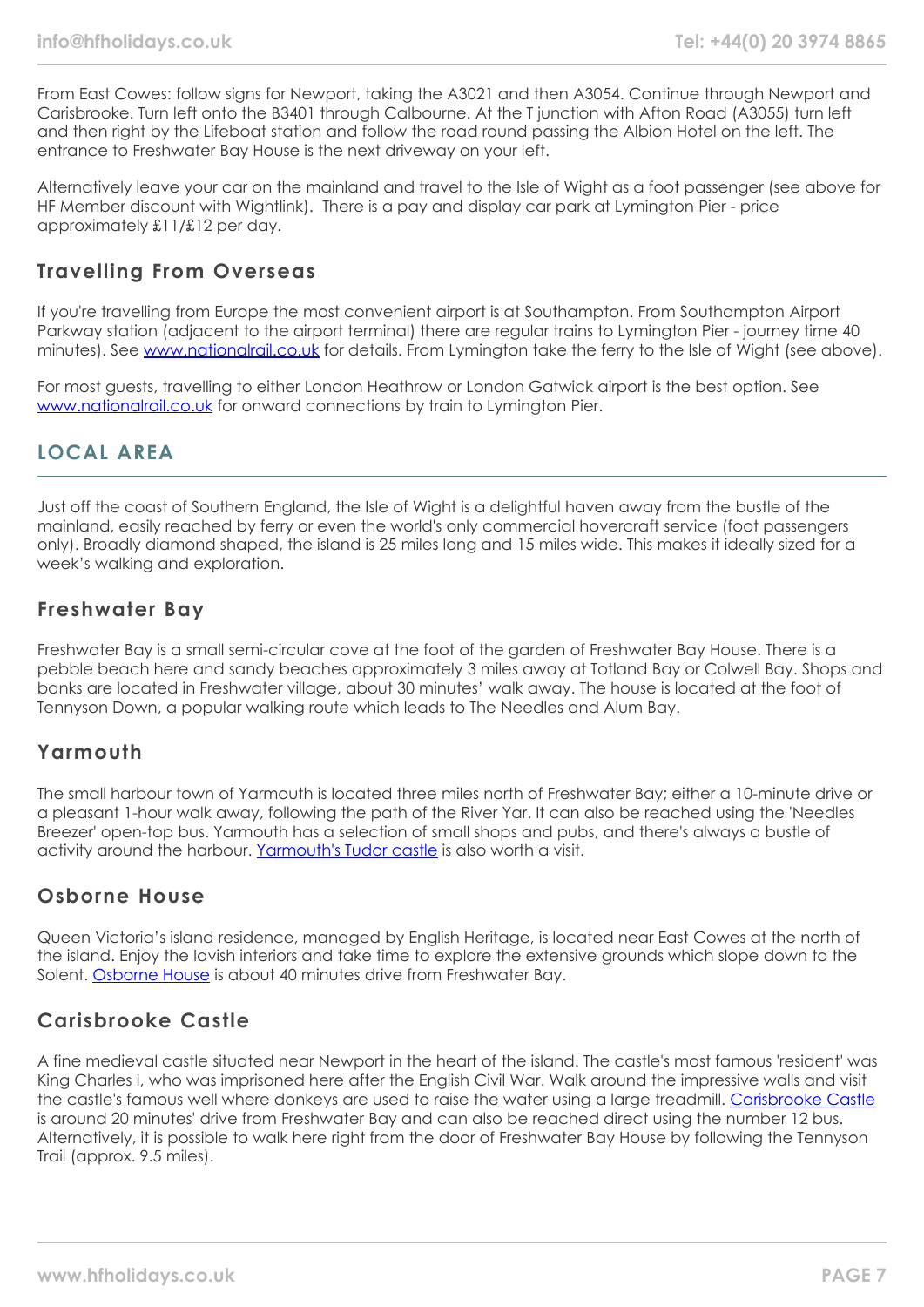From East Cowes: follow signs for Newport, taking the A3021 and then A3054. Continue through Newport and Carisbrooke. Turn left onto the B3401 through Calbourne. At the T junction with Afton Road (A3055) turn left and then right by the Lifeboat station and follow the road round passing the Albion Hotel on the left. The entrance to Freshwater Bay House is the next driveway on your left.

Alternatively leave your car on the mainland and travel to the Isle of Wight as a foot passenger (see above for HF Member discount with Wightlink). There is a pay and display car park at Lymington Pier - price approximately £11/£12 per day.

### Travelling From Overseas

If you're travelling from Europe the most convenient airport is at Southampton. From Southampton Airport Parkway station (adjacent to the airport terminal) there are regular trains to Lymington Pier - journey time 40 minutes). See [www.nationalrail.co.uk](http://www.nationalrail.co.uk) for details. From Lymington take the ferry to the Isle of Wight (see above).

For most guests, travelling to either London Heathrow or London Gatwick airport is the best option. See [www.nationalrail.co.uk](http://www.nationalrail.co.uk) for onward connections by train to Lymington Pier.

## LOCAL AREA

Just off the coast of Southern England, the Isle of Wight is a delightful haven away from the bustle of the mainland, easily reached by ferry or even the world's only commercial hovercraft service (foot passengers only). Broadly diamond shaped, the island is 25 miles long and 15 miles wide. This makes it ideally sized for a week's walking and exploration.

### Freshwater Bay

Freshwater Bay is a small semi-circular cove at the foot of the garden of Freshwater Bay House. There is a pebble beach here and sandy beaches approximately 3 miles away at Totland Bay or Colwell Bay. Shops and banks are located in Freshwater village, about 30 minutes' walk away. The house is located at the foot of Tennyson Down, a popular walking route which leads to The Needles and Alum Bay.

### Yarmouth

The small harbour town of Yarmouth is located three miles north of Freshwater Bay; either a 10-minute drive or a pleasant 1-hour walk away, following the path of the River Yar. It can also be reached using the 'Needles Breezer' open-top bus. Yarmouth has a selection of small shops and pubs, and there's always a bustle of activity around the harbour. Yarmouth's Tudor castle is also worth a visit.

### Osborne House

Queen Victoria's island residence, managed by English Heritage, is located near East Cowes at the north of the island. Enjoy the lavish interiors and take time to explore the extensive grounds which slope down to the Solent. Osborne House is about 40 minutes drive from Freshwater Bay.

### Carisbrooke Castle

A fine medieval castle situated near Newport in the heart of the island. The castle's most famous 'resident' was King Charles I, who was imprisoned here after the English Civil War. Walk around the impressive walls and visit the castle's famous well where donkeys are used to raise the water using a large treadmill. Carisbrooke Castle is around 20 minutes' drive from Freshwater Bay and can also be reached direct using the number 12 bus. Alternatively, it is possible to walk here right from the door of Freshwater Bay House by following the Tennyson Trail (approx. 9.5 miles).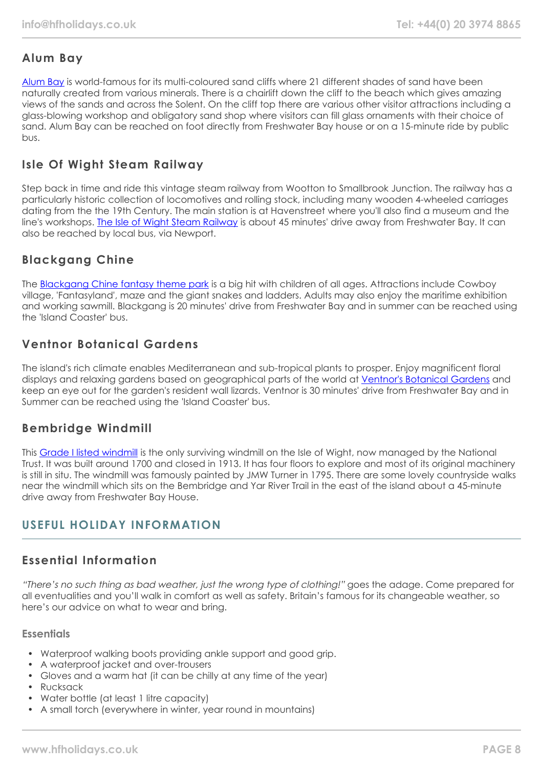### Alum Bay

[Alum Bay](#) is world-famous for its multi-coloured sand cliffs where 21 different shades of sand have been naturally created from various minerals. There is a chairlift down the cliff to the beach which gives amazing views of the sands and across the Solent. On the cliff top there are various other visitor attractions including a glass-blowing workshop and obligatory sand shop where visitors can fill glass ornaments with their choice of sand. Alum Bay can be reached on foot directly from Freshwater Bay house or on a 15-minute ride by public bus.

### Isle Of Wight Steam Railway

Step back in time and ride this vintage steam railway from Wootton to Smallbrook Junction. The railway has a particularly historic collection of locomotives and rolling stock, including many wooden 4-wheeled carriages dating from the the 19th Century. The main station is at Havenstreet where you'll also find a museum and the line's workshops. [The Isle of Wight Steam Railway](#) is about 45 minutes' drive away from Freshwater Bay. It can also be reached by local bus, via Newport.

### Blackgang Chine

The [Blackgang Chine fantasy theme park](#) is a big hit with children of all ages. Attractions include Cowboy village, 'Fantasyland', maze and the giant snakes and ladders. Adults may also enjoy the maritime exhibition and working sawmill. Blackgang is 20 minutes' drive from Freshwater Bay and in summer can be reached using the 'Island Coaster' bus.

### Ventnor Botanical Gardens

The island's rich climate enables Mediterranean and sub-tropical plants to prosper. Enjoy magnificent floral displays and relaxing gardens based on geographical parts of the world at [Ventnor's Botanical Gardens](#) and keep an eye out for the garden's resident wall lizards. Ventnor is 30 minutes' drive from Freshwater Bay and in Summer can be reached using the 'Island Coaster' bus.

### Bembridge Windmill

This [Grade I listed windmill](#) is the only surviving windmill on the Isle of Wight, now managed by the National Trust. It was built around 1700 and closed in 1913. It has four floors to explore and most of its original machinery is still in situ. The windmill was famously painted by JMW Turner in 1795. There are some lovely countryside walks near the windmill which sits on the Bembridge and Yar River Trail in the east of the island about a 45-minute drive away from Freshwater Bay House.

## USEFUL HOLIDAY INFORMATION

### Essential Information

*"There's no such thing as bad weather, just the wrong type of clothing!"* goes the adage. Come prepared for all eventualities and you'll walk in comfort as well as safety. Britain's famous for its changeable weather, so here's our advice on what to wear and bring.

#### Essentials

- Waterproof walking boots providing ankle support and good grip.
- A waterproof jacket and over-trousers
- Gloves and a warm hat (it can be chilly at any time of the year)
- Rucksack
- Water bottle (at least 1 litre capacity)
- A small torch (everywhere in winter, year round in mountains)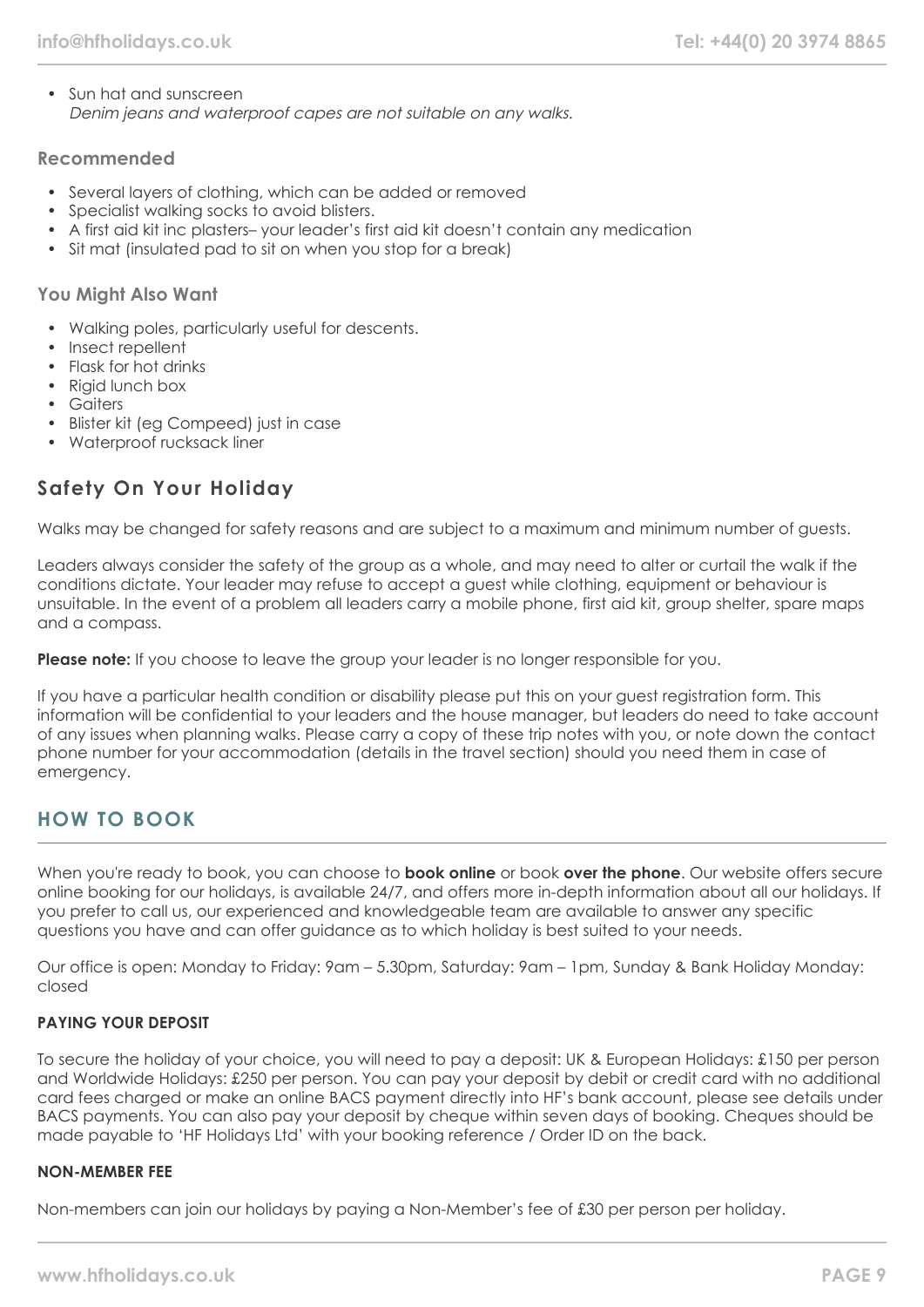- Sun hat and sunscreen
  *Denim jeans and waterproof capes are not suitable on any walks.*

### Recommended

- Several layers of clothing, which can be added or removed
- Specialist walking socks to avoid blisters.
- A first aid kit inc plasters– your leader's first aid kit doesn't contain any medication
- Sit mat (insulated pad to sit on when you stop for a break)

### You Might Also Want

- Walking poles, particularly useful for descents.
- Insect repellent
- Flask for hot drinks
- Rigid lunch box
- Gaiters
- Blister kit (eg Compeed) just in case
- Waterproof rucksack liner

## Safety On Your Holiday

Walks may be changed for safety reasons and are subject to a maximum and minimum number of guests.

Leaders always consider the safety of the group as a whole, and may need to alter or curtail the walk if the conditions dictate. Your leader may refuse to accept a guest while clothing, equipment or behaviour is unsuitable. In the event of a problem all leaders carry a mobile phone, first aid kit, group shelter, spare maps and a compass.

**Please note:** If you choose to leave the group your leader is no longer responsible for you.

If you have a particular health condition or disability please put this on your guest registration form. This information will be confidential to your leaders and the house manager, but leaders do need to take account of any issues when planning walks. Please carry a copy of these trip notes with you, or note down the contact phone number for your accommodation (details in the travel section) should you need them in case of emergency.

# HOW TO BOOK

When you're ready to book, you can choose to **book online** or book **over the phone**. Our website offers secure online booking for our holidays, is available 24/7, and offers more in-depth information about all our holidays. If you prefer to call us, our experienced and knowledgeable team are available to answer any specific questions you have and can offer guidance as to which holiday is best suited to your needs.

Our office is open: Monday to Friday: 9am – 5.30pm, Saturday: 9am – 1pm, Sunday & Bank Holiday Monday: closed

#### PAYING YOUR DEPOSIT

To secure the holiday of your choice, you will need to pay a deposit: UK & European Holidays: £150 per person and Worldwide Holidays: £250 per person. You can pay your deposit by debit or credit card with no additional card fees charged or make an online BACS payment directly into HF's bank account, please see details under BACS payments. You can also pay your deposit by cheque within seven days of booking. Cheques should be made payable to 'HF Holidays Ltd' with your booking reference / Order ID on the back.

#### NON-MEMBER FEE

Non-members can join our holidays by paying a Non-Member's fee of £30 per person per holiday.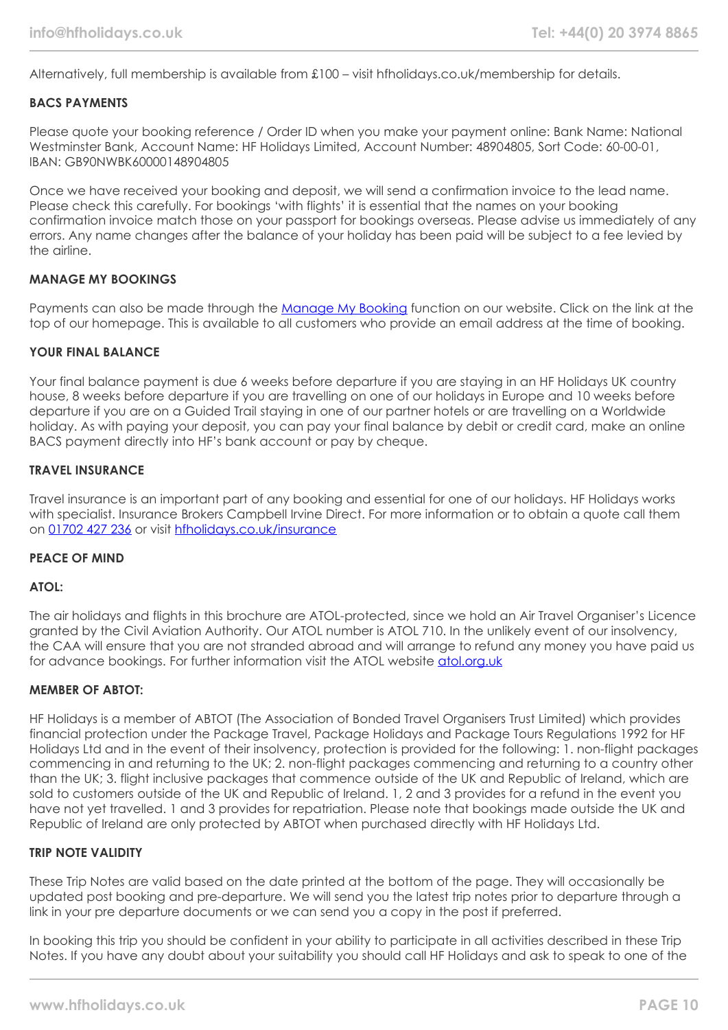Alternatively, full membership is available from £100 – visit hfholidays.co.uk/membership for details.

**BACS PAYMENTS**

Please quote your booking reference / Order ID when you make your payment online: Bank Name: National Westminster Bank, Account Name: HF Holidays Limited, Account Number: 48904805, Sort Code: 60-00-01, IBAN: GB90NWBK60000148904805

Once we have received your booking and deposit, we will send a confirmation invoice to the lead name. Please check this carefully. For bookings 'with flights' it is essential that the names on your booking confirmation invoice match those on your passport for bookings overseas. Please advise us immediately of any errors. Any name changes after the balance of your holiday has been paid will be subject to a fee levied by the airline.

**MANAGE MY BOOKINGS**

Payments can also be made through the [Manage My Booking] function on our website. Click on the link at the top of our homepage. This is available to all customers who provide an email address at the time of booking.

**YOUR FINAL BALANCE**

Your final balance payment is due 6 weeks before departure if you are staying in an HF Holidays UK country house, 8 weeks before departure if you are travelling on one of our holidays in Europe and 10 weeks before departure if you are on a Guided Trail staying in one of our partner hotels or are travelling on a Worldwide holiday. As with paying your deposit, you can pay your final balance by debit or credit card, make an online BACS payment directly into HF's bank account or pay by cheque.

**TRAVEL INSURANCE**

Travel insurance is an important part of any booking and essential for one of our holidays. HF Holidays works with specialist. Insurance Brokers Campbell Irvine Direct. For more information or to obtain a quote call them on 01702 427 236 or visit hfholidays.co.uk/insurance

**PEACE OF MIND**

**ATOL:**

The air holidays and flights in this brochure are ATOL-protected, since we hold an Air Travel Organiser's Licence granted by the Civil Aviation Authority. Our ATOL number is ATOL 710. In the unlikely event of our insolvency, the CAA will ensure that you are not stranded abroad and will arrange to refund any money you have paid us for advance bookings. For further information visit the ATOL website atol.org.uk

**MEMBER OF ABTOT:**

HF Holidays is a member of ABTOT (The Association of Bonded Travel Organisers Trust Limited) which provides financial protection under the Package Travel, Package Holidays and Package Tours Regulations 1992 for HF Holidays Ltd and in the event of their insolvency, protection is provided for the following: 1. non-flight packages commencing in and returning to the UK; 2. non-flight packages commencing and returning to a country other than the UK; 3. flight inclusive packages that commence outside of the UK and Republic of Ireland, which are sold to customers outside of the UK and Republic of Ireland. 1, 2 and 3 provides for a refund in the event you have not yet travelled. 1 and 3 provides for repatriation. Please note that bookings made outside the UK and Republic of Ireland are only protected by ABTOT when purchased directly with HF Holidays Ltd.

**TRIP NOTE VALIDITY**

These Trip Notes are valid based on the date printed at the bottom of the page. They will occasionally be updated post booking and pre-departure. We will send you the latest trip notes prior to departure through a link in your pre departure documents or we can send you a copy in the post if preferred.

In booking this trip you should be confident in your ability to participate in all activities described in these Trip Notes. If you have any doubt about your suitability you should call HF Holidays and ask to speak to one of the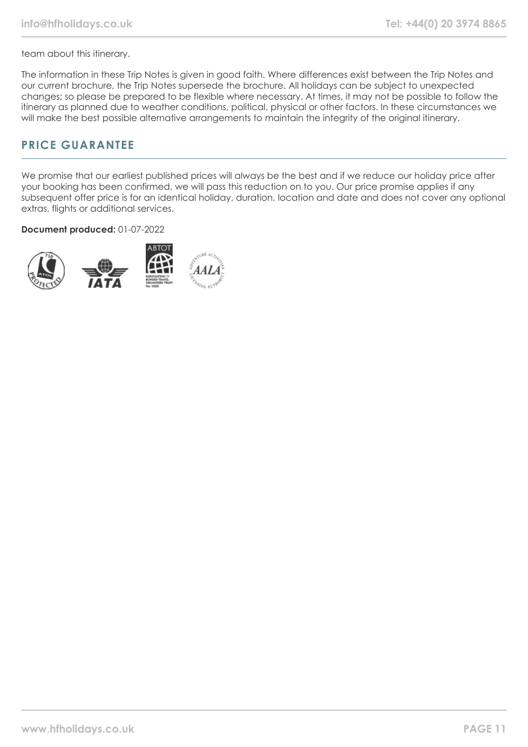team about this itinerary.

The information in these Trip Notes is given in good faith. Where differences exist between the Trip Notes and our current brochure, the Trip Notes supersede the brochure. All holidays can be subject to unexpected changes; so please be prepared to be flexible where necessary. At times, it may not be possible to follow the itinerary as planned due to weather conditions, political, physical or other factors. In these circumstances we will make the best possible alternative arrangements to maintain the integrity of the original itinerary.

## PRICE GUARANTEE

We promise that our earliest published prices will always be the best and if we reduce our holiday price after your booking has been confirmed, we will pass this reduction on to you. Our price promise applies if any subsequent offer price is for an identical holiday, duration, location and date and does not cover any optional extras, flights or additional services.

**Document produced:** 01-07-2022